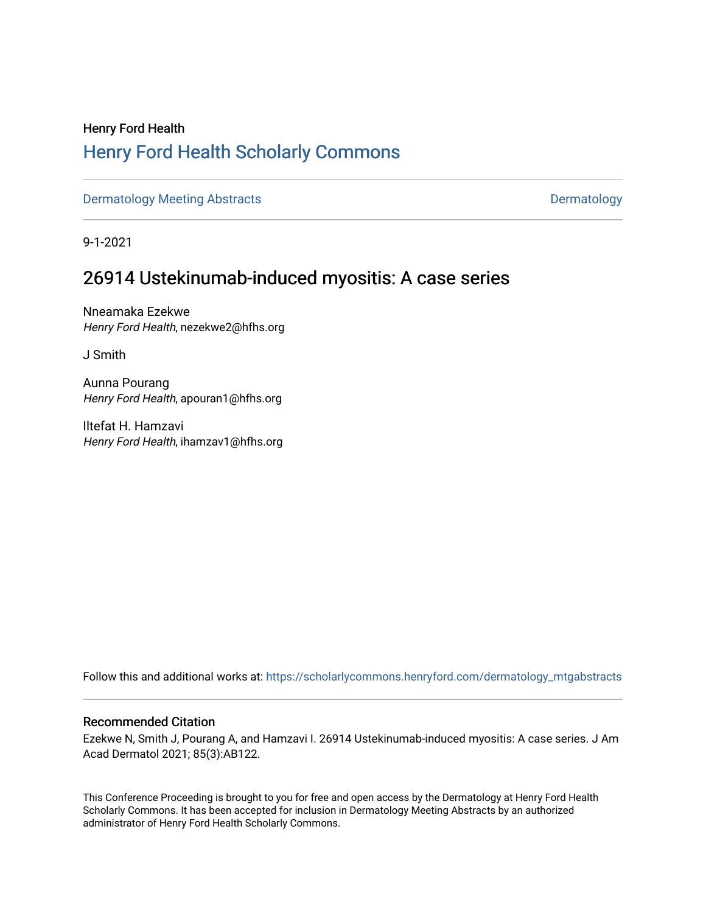Henry Ford Health

# Henry Ford Health Scholarly Commons

Dermatology Meeting Abstracts | Dermatology

9-1-2021

## 26914 Ustekinumab-induced myositis: A case series

Nneamaka Ezekwe
*Henry Ford Health*, nezekwe2@hfhs.org

J Smith

Aunna Pourang
*Henry Ford Health*, apouran1@hfhs.org

Iltefat H. Hamzavi
*Henry Ford Health*, ihamzav1@hfhs.org

Follow this and additional works at: https://scholarlycommons.henryford.com/dermatology_mtgabstracts

### Recommended Citation

Ezekwe N, Smith J, Pourang A, and Hamzavi I. 26914 Ustekinumab-induced myositis: A case series. J Am Acad Dermatol 2021; 85(3):AB122.

This Conference Proceeding is brought to you for free and open access by the Dermatology at Henry Ford Health Scholarly Commons. It has been accepted for inclusion in Dermatology Meeting Abstracts by an authorized administrator of Henry Ford Health Scholarly Commons.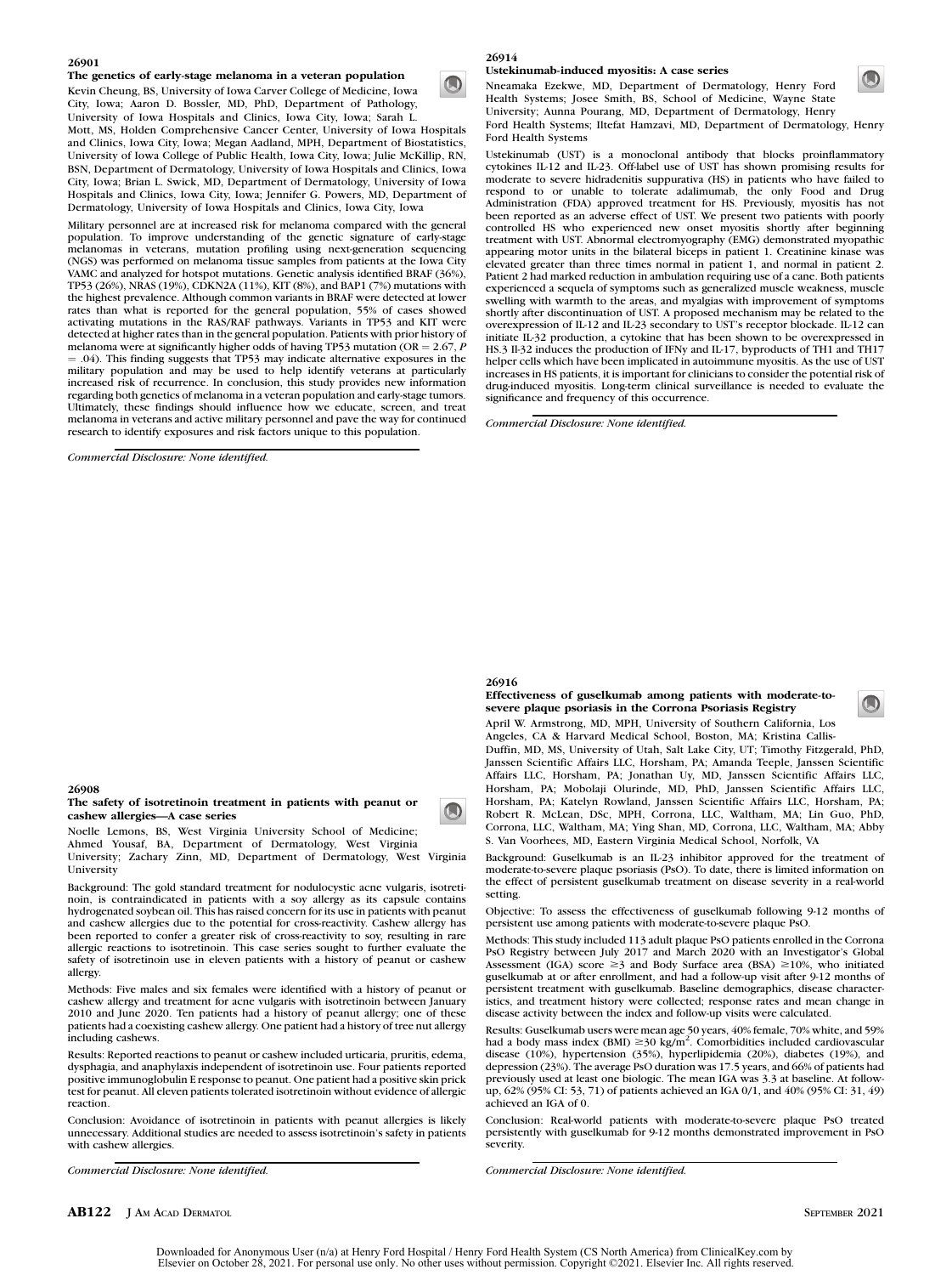## 26901

### The genetics of early-stage melanoma in a veteran population

Kevin Cheung, BS, University of Iowa Carver College of Medicine, Iowa City, Iowa; Aaron D. Bossler, MD, PhD, Department of Pathology, University of Iowa Hospitals and Clinics, Iowa City, Iowa; Sarah L. Mott, MS, Holden Comprehensive Cancer Center, University of Iowa Hospitals and Clinics, Iowa City, Iowa; Megan Aadland, MPH, Department of Biostatistics, University of Iowa College of Public Health, Iowa City, Iowa; Julie McKillip, RN, BSN, Department of Dermatology, University of Iowa Hospitals and Clinics, Iowa City, Iowa; Brian L. Swick, MD, Department of Dermatology, University of Iowa Hospitals and Clinics, Iowa City, Iowa; Jennifer G. Powers, MD, Department of Dermatology, University of Iowa Hospitals and Clinics, Iowa City, Iowa

Military personnel are at increased risk for melanoma compared with the general population. To improve understanding of the genetic signature of early-stage melanomas in veterans, mutation profiling using next-generation sequencing (NGS) was performed on melanoma tissue samples from patients at the Iowa City VAMC and analyzed for hotspot mutations. Genetic analysis identified BRAF (36%), TP53 (26%), NRAS (19%), CDKN2A (11%), KIT (8%), and BAP1 (7%) mutations with the highest prevalence. Although common variants in BRAF were detected at lower rates than what is reported for the general population, 55% of cases showed activating mutations in the RAS/RAF pathways. Variants in TP53 and KIT were detected at higher rates than in the general population. Patients with prior history of melanoma were at significantly higher odds of having TP53 mutation (OR = 2.67, $P = .04$). This finding suggests that TP53 may indicate alternative exposures in the military population and may be used to help identify veterans at particularly increased risk of recurrence. In conclusion, this study provides new information regarding both genetics of melanoma in a veteran population and early-stage tumors. Ultimately, these findings should influence how we educate, screen, and treat melanoma in veterans and active military personnel and pave the way for continued research to identify exposures and risk factors unique to this population.

*Commercial Disclosure: None identified.*

## 26908

### The safety of isotretinoin treatment in patients with peanut or cashew allergies—A case series

Noelle Lemons, BS, West Virginia University School of Medicine; Ahmed Yousaf, BA, Department of Dermatology, West Virginia University; Zachary Zinn, MD, Department of Dermatology, West Virginia University

Background: The gold standard treatment for nodulocystic acne vulgaris, isotretinoin, is contraindicated in patients with a soy allergy as its capsule contains hydrogenated soybean oil. This has raised concern for its use in patients with peanut and cashew allergies due to the potential for cross-reactivity. Cashew allergy has been reported to confer a greater risk of cross-reactivity to soy, resulting in rare allergic reactions to isotretinoin. This case series sought to further evaluate the safety of isotretinoin use in eleven patients with a history of peanut or cashew allergy.

Methods: Five males and six females were identified with a history of peanut or cashew allergy and treatment for acne vulgaris with isotretinoin between January 2010 and June 2020. Ten patients had a history of peanut allergy; one of these patients had a coexisting cashew allergy. One patient had a history of tree nut allergy including cashews.

Results: Reported reactions to peanut or cashew included urticaria, pruritis, edema, dysphagia, and anaphylaxis independent of isotretinoin use. Four patients reported positive immunoglobulin E response to peanut. One patient had a positive skin prick test for peanut. All eleven patients tolerated isotretinoin without evidence of allergic reaction.

Conclusion: Avoidance of isotretinoin in patients with peanut allergies is likely unnecessary. Additional studies are needed to assess isotretinoin's safety in patients with cashew allergies.

*Commercial Disclosure: None identified.*

## 26914

### Ustekinumab-induced myositis: A case series

Nneamaka Ezekwe, MD, Department of Dermatology, Henry Ford Health Systems; Josee Smith, BS, School of Medicine, Wayne State University; Aunna Pourang, MD, Department of Dermatology, Henry Ford Health Systems; Iltefat Hamzavi, MD, Department of Dermatology, Henry Ford Health Systems

Ustekinumab (UST) is a monoclonal antibody that blocks proinflammatory cytokines IL-12 and IL-23. Off-label use of UST has shown promising results for moderate to severe hidradenitis suppurativa (HS) in patients who have failed to respond to or unable to tolerate adalimumab, the only Food and Drug Administration (FDA) approved treatment for HS. Previously, myositis has not been reported as an adverse effect of UST. We present two patients with poorly controlled HS who experienced new onset myositis shortly after beginning treatment with UST. Abnormal electromyography (EMG) demonstrated myopathic appearing motor units in the bilateral biceps in patient 1. Creatinine kinase was elevated greater than three times normal in patient 1, and normal in patient 2. Patient 2 had marked reduction in ambulation requiring use of a cane. Both patients experienced a sequela of symptoms such as generalized muscle weakness, muscle swelling with warmth to the areas, and myalgias with improvement of symptoms shortly after discontinuation of UST. A proposed mechanism may be related to the overexpression of IL-12 and IL-23 secondary to UST's receptor blockade. IL-12 can initiate IL-32 production, a cytokine that has been shown to be overexpressed in HS.3 Il-32 induces the production of IFNy and IL-17, byproducts of TH1 and TH17 helper cells which have been implicated in autoimmune myositis. As the use of UST increases in HS patients, it is important for clinicians to consider the potential risk of drug-induced myositis. Long-term clinical surveillance is needed to evaluate the significance and frequency of this occurrence.

*Commercial Disclosure: None identified.*

## 26916

### Effectiveness of guselkumab among patients with moderate-to-severe plaque psoriasis in the Corrona Psoriasis Registry

April W. Armstrong, MD, MPH, University of Southern California, Los Angeles, CA & Harvard Medical School, Boston, MA; Kristina Callis-Duffin, MD, MS, University of Utah, Salt Lake City, UT; Timothy Fitzgerald, PhD, Janssen Scientific Affairs LLC, Horsham, PA; Amanda Teeple, Janssen Scientific Affairs LLC, Horsham, PA; Jonathan Uy, MD, Janssen Scientific Affairs LLC, Horsham, PA; Mobolaji Olurinde, MD, PhD, Janssen Scientific Affairs LLC, Horsham, PA; Katelyn Rowland, Janssen Scientific Affairs LLC, Horsham, PA; Robert R. McLean, DSc, MPH, Corrona, LLC, Waltham, MA; Lin Guo, PhD, Corrona, LLC, Waltham, MA; Ying Shan, MD, Corrona, LLC, Waltham, MA; Abby S. Van Voorhees, MD, Eastern Virginia Medical School, Norfolk, VA

Background: Guselkumab is an IL-23 inhibitor approved for the treatment of moderate-to-severe plaque psoriasis (PsO). To date, there is limited information on the effect of persistent guselkumab treatment on disease severity in a real-world setting.

Objective: To assess the effectiveness of guselkumab following 9-12 months of persistent use among patients with moderate-to-severe plaque PsO.

Methods: This study included 113 adult plaque PsO patients enrolled in the Corrona PsO Registry between July 2017 and March 2020 with an Investigator's Global Assessment (IGA) score $\geq 3$ and Body Surface area (BSA) $\geq 10\%$, who initiated guselkumab at or after enrollment, and had a follow-up visit after 9-12 months of persistent treatment with guselkumab. Baseline demographics, disease characteristics, and treatment history were collected; response rates and mean change in disease activity between the index and follow-up visits were calculated.

Results: Guselkumab users were mean age 50 years, 40% female, 70% white, and 59% had a body mass index (BMI) $\geq 30$ kg/m$^2$. Comorbidities included cardiovascular disease (10%), hypertension (35%), hyperlipidemia (20%), diabetes (19%), and depression (23%). The average PsO duration was 17.5 years, and 66% of patients had previously used at least one biologic. The mean IGA was 3.3 at baseline. At follow-up, 62% (95% CI: 53, 71) of patients achieved an IGA 0/1, and 40% (95% CI: 31, 49) achieved an IGA of 0.

Conclusion: Real-world patients with moderate-to-severe plaque PsO treated persistently with guselkumab for 9-12 months demonstrated improvement in PsO severity.

*Commercial Disclosure: None identified.*